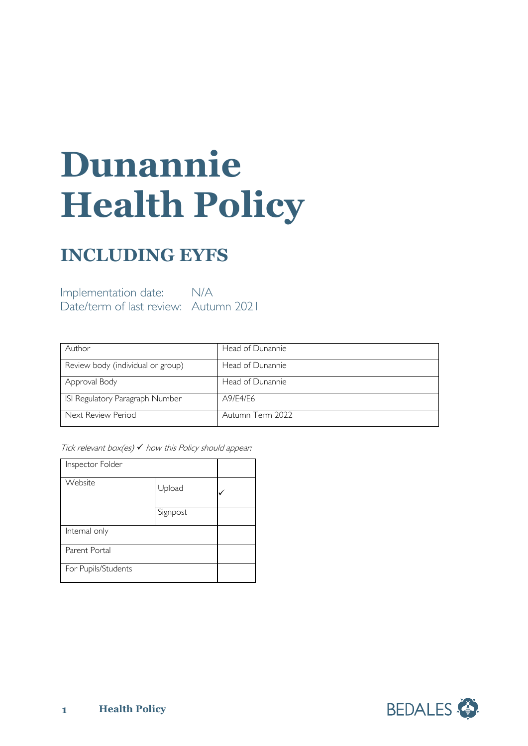# Dunannie Health Policy

## INCLUDING EYFS

Implementation date: N/A
Date/term of last review: Autumn 2021

| Author | Head of Dunannie |
|---|---|
| Review body (individual or group) | Head of Dunannie |
| Approval Body | Head of Dunannie |
| ISI Regulatory Paragraph Number | A9/E4/E6 |
| Next Review Period | Autumn Term 2022 |

*Tick relevant box(es) ✓ how this Policy should appear:*

| Inspector Folder | | |
|---|---|---|
| Website | Upload | ✓ |
| | Signpost | |
| Internal only | | |
| Parent Portal | | |
| For Pupils/Students | | |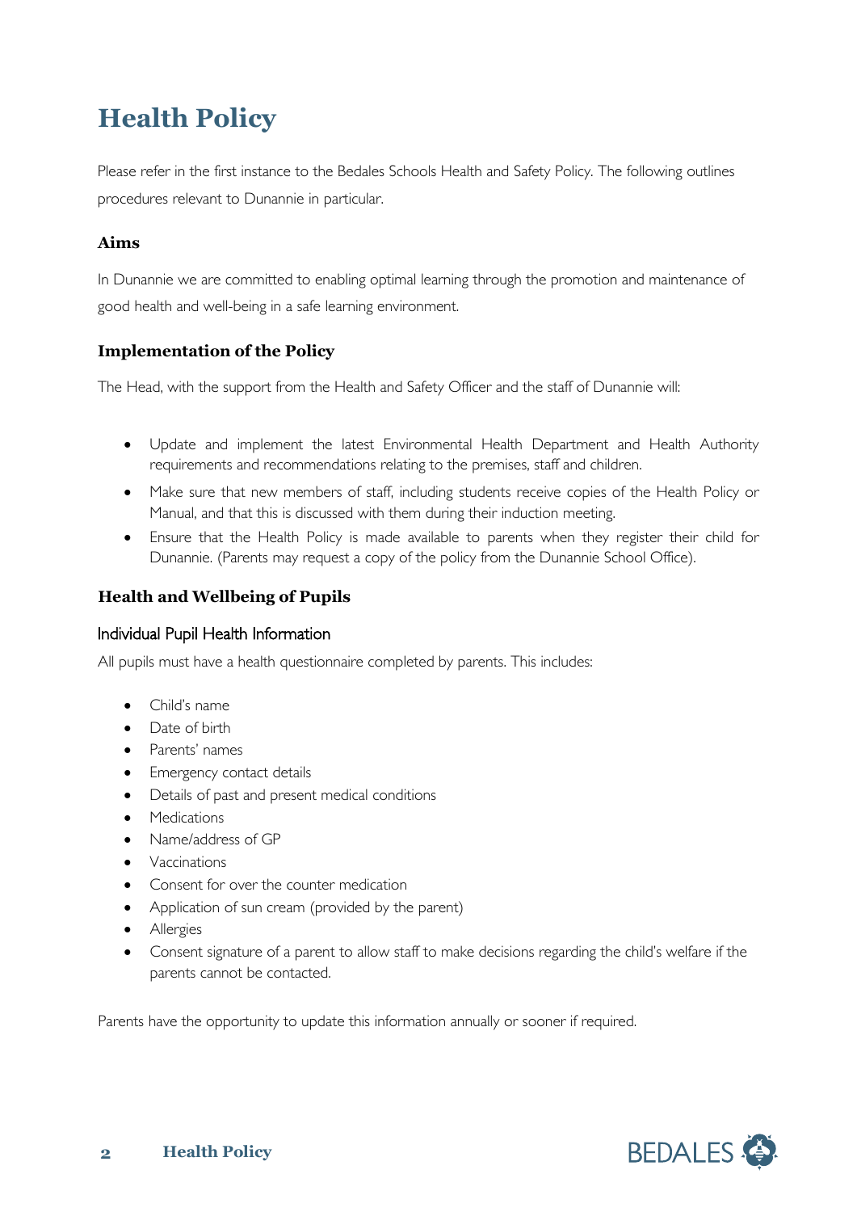# Health Policy

Please refer in the first instance to the Bedales Schools Health and Safety Policy. The following outlines procedures relevant to Dunannie in particular.

### Aims

In Dunannie we are committed to enabling optimal learning through the promotion and maintenance of good health and well-being in a safe learning environment.

### Implementation of the Policy

The Head, with the support from the Health and Safety Officer and the staff of Dunannie will:

- Update and implement the latest Environmental Health Department and Health Authority requirements and recommendations relating to the premises, staff and children.
- Make sure that new members of staff, including students receive copies of the Health Policy or Manual, and that this is discussed with them during their induction meeting.
- Ensure that the Health Policy is made available to parents when they register their child for Dunannie. (Parents may request a copy of the policy from the Dunannie School Office).

### Health and Wellbeing of Pupils

#### Individual Pupil Health Information

All pupils must have a health questionnaire completed by parents. This includes:

- Child's name
- Date of birth
- Parents' names
- Emergency contact details
- Details of past and present medical conditions
- Medications
- Name/address of GP
- Vaccinations
- Consent for over the counter medication
- Application of sun cream (provided by the parent)
- Allergies
- Consent signature of a parent to allow staff to make decisions regarding the child's welfare if the parents cannot be contacted.

Parents have the opportunity to update this information annually or sooner if required.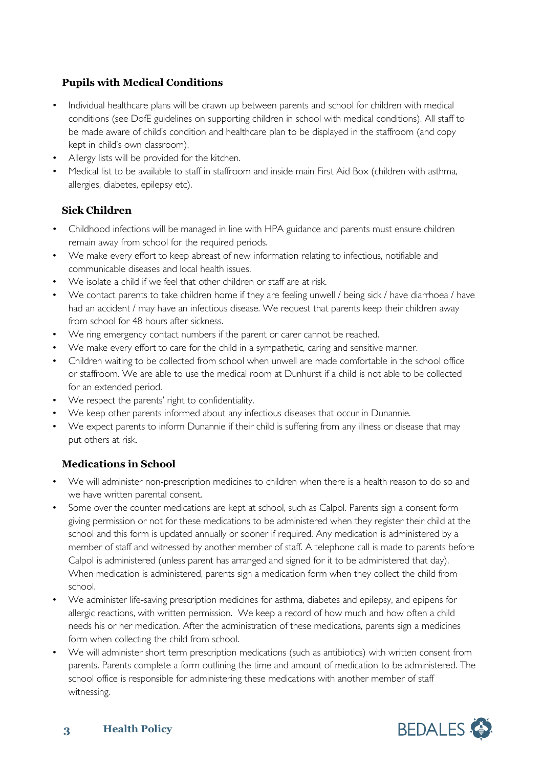### Pupils with Medical Conditions

- Individual healthcare plans will be drawn up between parents and school for children with medical conditions (see DofE guidelines on supporting children in school with medical conditions). All staff to be made aware of child's condition and healthcare plan to be displayed in the staffroom (and copy kept in child's own classroom).
- Allergy lists will be provided for the kitchen.
- Medical list to be available to staff in staffroom and inside main First Aid Box (children with asthma, allergies, diabetes, epilepsy etc).

### Sick Children

- Childhood infections will be managed in line with HPA guidance and parents must ensure children remain away from school for the required periods.
- We make every effort to keep abreast of new information relating to infectious, notifiable and communicable diseases and local health issues.
- We isolate a child if we feel that other children or staff are at risk.
- We contact parents to take children home if they are feeling unwell / being sick / have diarrhoea / have had an accident / may have an infectious disease. We request that parents keep their children away from school for 48 hours after sickness.
- We ring emergency contact numbers if the parent or carer cannot be reached.
- We make every effort to care for the child in a sympathetic, caring and sensitive manner.
- Children waiting to be collected from school when unwell are made comfortable in the school office or staffroom. We are able to use the medical room at Dunhurst if a child is not able to be collected for an extended period.
- We respect the parents' right to confidentiality.
- We keep other parents informed about any infectious diseases that occur in Dunannie.
- We expect parents to inform Dunannie if their child is suffering from any illness or disease that may put others at risk.

### Medications in School

- We will administer non-prescription medicines to children when there is a health reason to do so and we have written parental consent.
- Some over the counter medications are kept at school, such as Calpol. Parents sign a consent form giving permission or not for these medications to be administered when they register their child at the school and this form is updated annually or sooner if required. Any medication is administered by a member of staff and witnessed by another member of staff. A telephone call is made to parents before Calpol is administered (unless parent has arranged and signed for it to be administered that day). When medication is administered, parents sign a medication form when they collect the child from school.
- We administer life-saving prescription medicines for asthma, diabetes and epilepsy, and epipens for allergic reactions, with written permission. We keep a record of how much and how often a child needs his or her medication. After the administration of these medications, parents sign a medicines form when collecting the child from school.
- We will administer short term prescription medications (such as antibiotics) with written consent from parents. Parents complete a form outlining the time and amount of medication to be administered. The school office is responsible for administering these medications with another member of staff witnessing.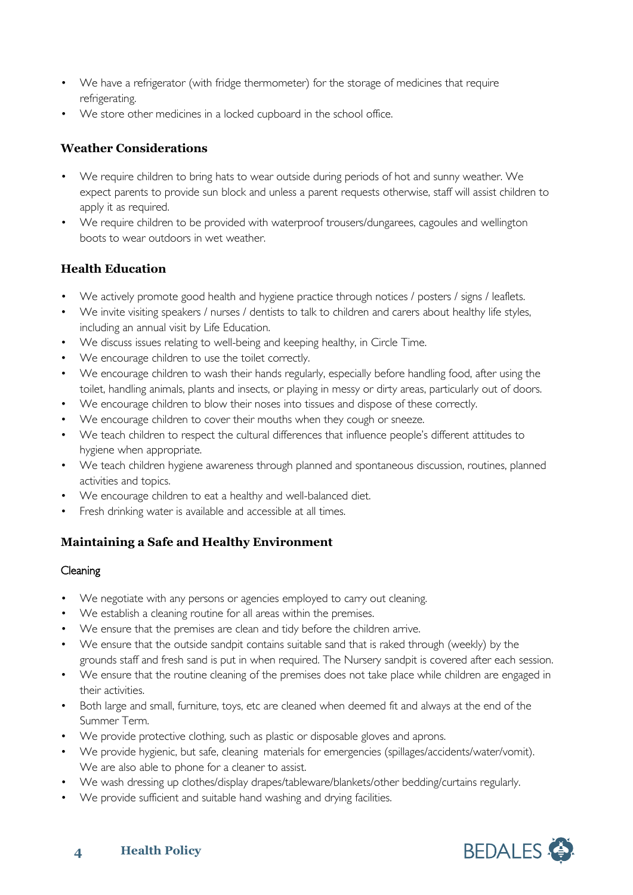- We have a refrigerator (with fridge thermometer) for the storage of medicines that require refrigerating.
- We store other medicines in a locked cupboard in the school office.

## Weather Considerations

- We require children to bring hats to wear outside during periods of hot and sunny weather. We expect parents to provide sun block and unless a parent requests otherwise, staff will assist children to apply it as required.
- We require children to be provided with waterproof trousers/dungarees, cagoules and wellington boots to wear outdoors in wet weather.

## Health Education

- We actively promote good health and hygiene practice through notices / posters / signs / leaflets.
- We invite visiting speakers / nurses / dentists to talk to children and carers about healthy life styles, including an annual visit by Life Education.
- We discuss issues relating to well-being and keeping healthy, in Circle Time.
- We encourage children to use the toilet correctly.
- We encourage children to wash their hands regularly, especially before handling food, after using the toilet, handling animals, plants and insects, or playing in messy or dirty areas, particularly out of doors.
- We encourage children to blow their noses into tissues and dispose of these correctly.
- We encourage children to cover their mouths when they cough or sneeze.
- We teach children to respect the cultural differences that influence people's different attitudes to hygiene when appropriate.
- We teach children hygiene awareness through planned and spontaneous discussion, routines, planned activities and topics.
- We encourage children to eat a healthy and well-balanced diet.
- Fresh drinking water is available and accessible at all times.

## Maintaining a Safe and Healthy Environment

### Cleaning

- We negotiate with any persons or agencies employed to carry out cleaning.
- We establish a cleaning routine for all areas within the premises.
- We ensure that the premises are clean and tidy before the children arrive.
- We ensure that the outside sandpit contains suitable sand that is raked through (weekly) by the grounds staff and fresh sand is put in when required. The Nursery sandpit is covered after each session.
- We ensure that the routine cleaning of the premises does not take place while children are engaged in their activities.
- Both large and small, furniture, toys, etc are cleaned when deemed fit and always at the end of the Summer Term.
- We provide protective clothing, such as plastic or disposable gloves and aprons.
- We provide hygienic, but safe, cleaning materials for emergencies (spillages/accidents/water/vomit). We are also able to phone for a cleaner to assist.
- We wash dressing up clothes/display drapes/tableware/blankets/other bedding/curtains regularly.
- We provide sufficient and suitable hand washing and drying facilities.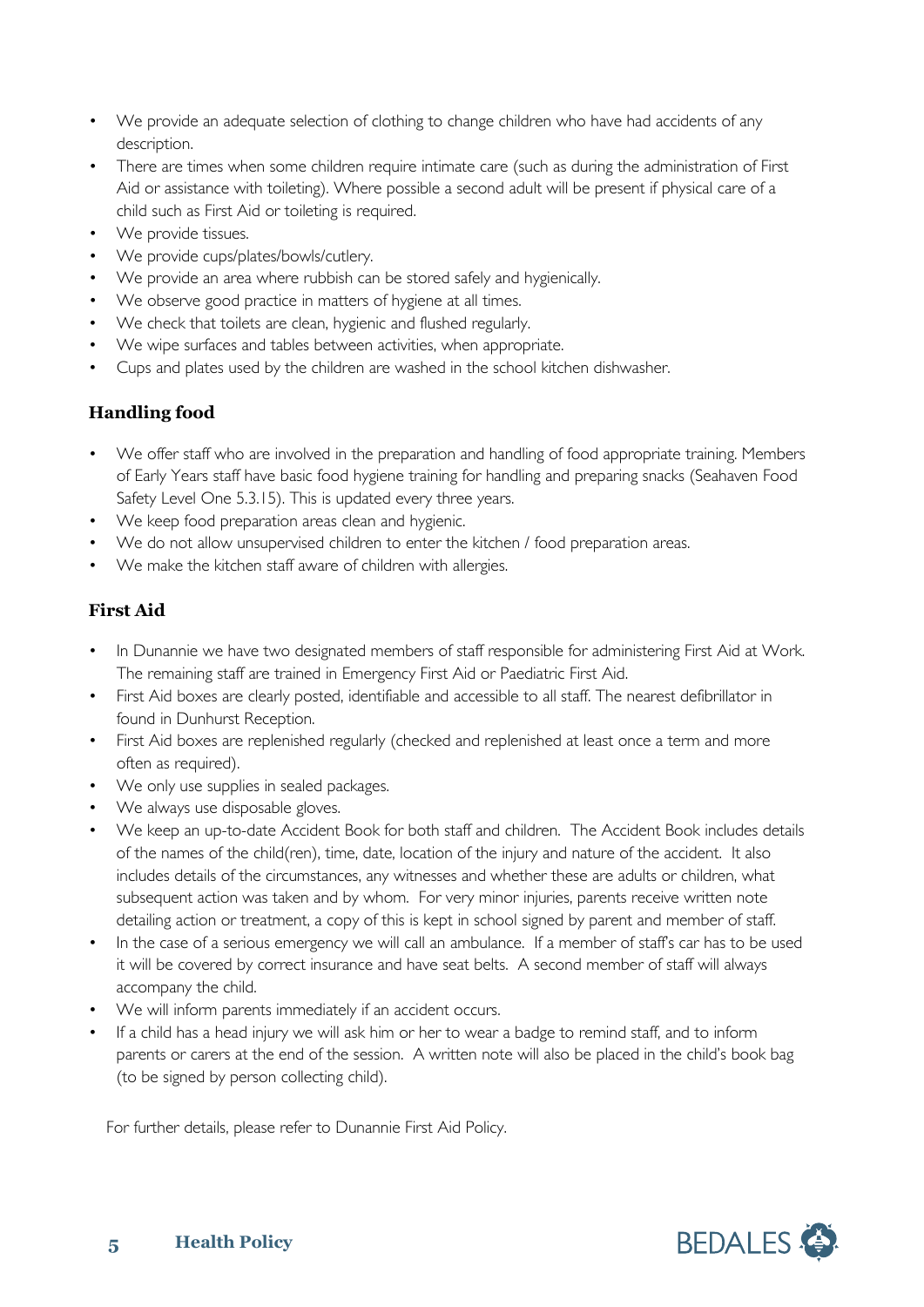- We provide an adequate selection of clothing to change children who have had accidents of any description.
- There are times when some children require intimate care (such as during the administration of First Aid or assistance with toileting). Where possible a second adult will be present if physical care of a child such as First Aid or toileting is required.
- We provide tissues.
- We provide cups/plates/bowls/cutlery.
- We provide an area where rubbish can be stored safely and hygienically.
- We observe good practice in matters of hygiene at all times.
- We check that toilets are clean, hygienic and flushed regularly.
- We wipe surfaces and tables between activities, when appropriate.
- Cups and plates used by the children are washed in the school kitchen dishwasher.

## Handling food

- We offer staff who are involved in the preparation and handling of food appropriate training. Members of Early Years staff have basic food hygiene training for handling and preparing snacks (Seahaven Food Safety Level One 5.3.15). This is updated every three years.
- We keep food preparation areas clean and hygienic.
- We do not allow unsupervised children to enter the kitchen / food preparation areas.
- We make the kitchen staff aware of children with allergies.

## First Aid

- In Dunannie we have two designated members of staff responsible for administering First Aid at Work. The remaining staff are trained in Emergency First Aid or Paediatric First Aid.
- First Aid boxes are clearly posted, identifiable and accessible to all staff. The nearest defibrillator in found in Dunhurst Reception.
- First Aid boxes are replenished regularly (checked and replenished at least once a term and more often as required).
- We only use supplies in sealed packages.
- We always use disposable gloves.
- We keep an up-to-date Accident Book for both staff and children. The Accident Book includes details of the names of the child(ren), time, date, location of the injury and nature of the accident. It also includes details of the circumstances, any witnesses and whether these are adults or children, what subsequent action was taken and by whom. For very minor injuries, parents receive written note detailing action or treatment, a copy of this is kept in school signed by parent and member of staff.
- In the case of a serious emergency we will call an ambulance. If a member of staff's car has to be used it will be covered by correct insurance and have seat belts. A second member of staff will always accompany the child.
- We will inform parents immediately if an accident occurs.
- If a child has a head injury we will ask him or her to wear a badge to remind staff, and to inform parents or carers at the end of the session. A written note will also be placed in the child's book bag (to be signed by person collecting child).

For further details, please refer to Dunannie First Aid Policy.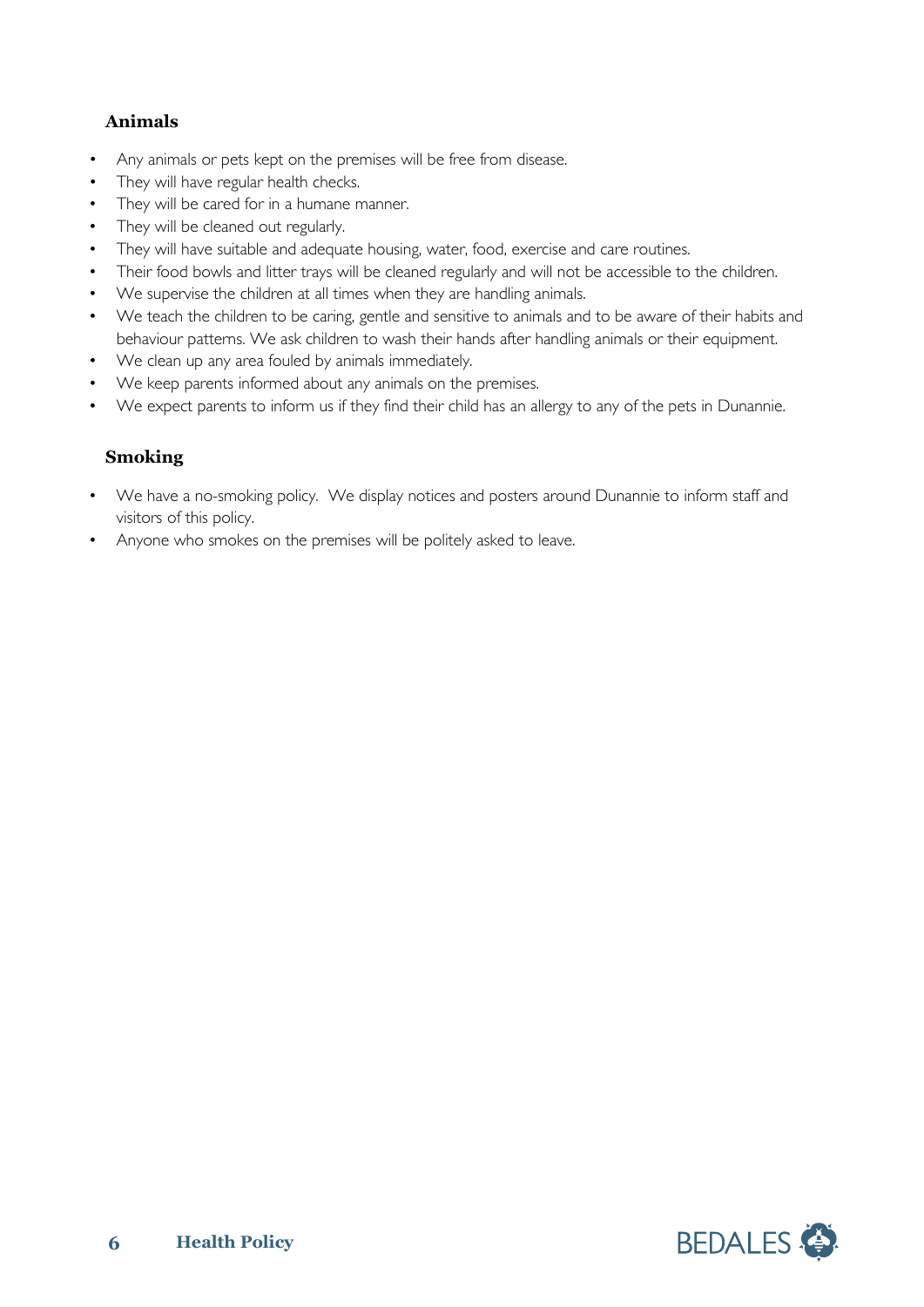### Animals

- Any animals or pets kept on the premises will be free from disease.
- They will have regular health checks.
- They will be cared for in a humane manner.
- They will be cleaned out regularly.
- They will have suitable and adequate housing, water, food, exercise and care routines.
- Their food bowls and litter trays will be cleaned regularly and will not be accessible to the children.
- We supervise the children at all times when they are handling animals.
- We teach the children to be caring, gentle and sensitive to animals and to be aware of their habits and behaviour patterns. We ask children to wash their hands after handling animals or their equipment.
- We clean up any area fouled by animals immediately.
- We keep parents informed about any animals on the premises.
- We expect parents to inform us if they find their child has an allergy to any of the pets in Dunannie.

### Smoking

- We have a no-smoking policy. We display notices and posters around Dunannie to inform staff and visitors of this policy.
- Anyone who smokes on the premises will be politely asked to leave.